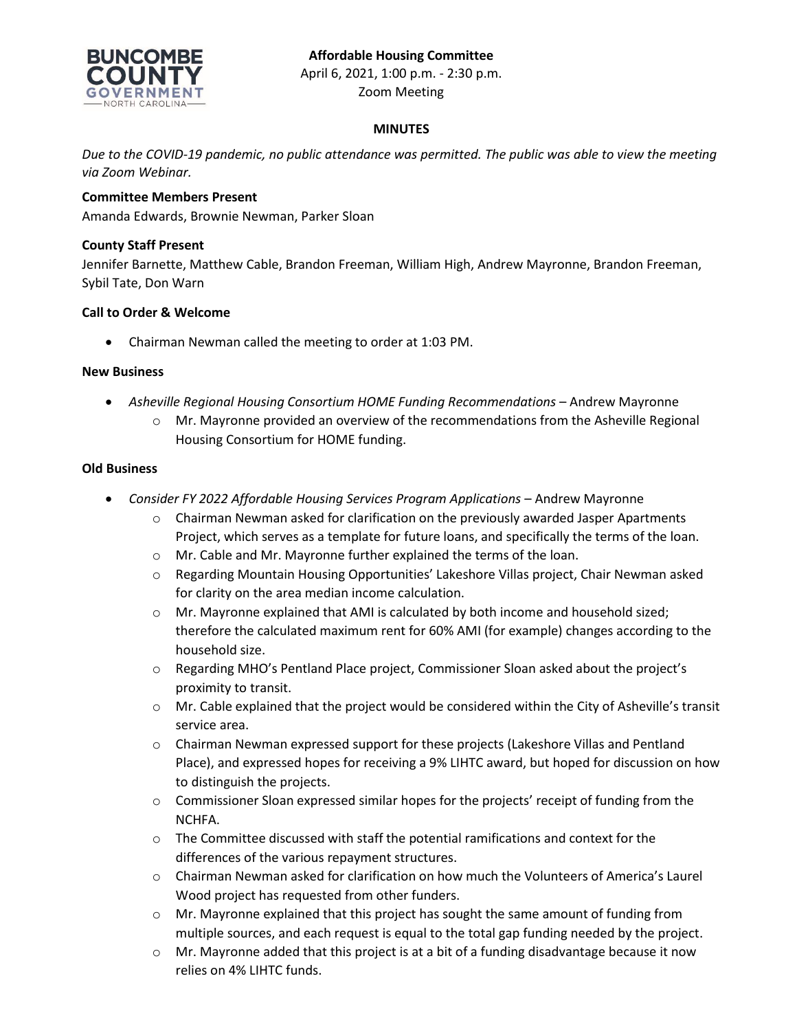**Affordable Housing Committee**
April 6, 2021, 1:00 p.m. - 2:30 p.m.
Zoom Meeting

**MINUTES**

*Due to the COVID-19 pandemic, no public attendance was permitted. The public was able to view the meeting via Zoom Webinar.*

**Committee Members Present**
Amanda Edwards, Brownie Newman, Parker Sloan

**County Staff Present**
Jennifer Barnette, Matthew Cable, Brandon Freeman, William High, Andrew Mayronne, Brandon Freeman, Sybil Tate, Don Warn

**Call to Order & Welcome**

- Chairman Newman called the meeting to order at 1:03 PM.

**New Business**

- *Asheville Regional Housing Consortium HOME Funding Recommendations* – Andrew Mayronne
  - Mr. Mayronne provided an overview of the recommendations from the Asheville Regional Housing Consortium for HOME funding.

**Old Business**

- *Consider FY 2022 Affordable Housing Services Program Applications* – Andrew Mayronne
  - Chairman Newman asked for clarification on the previously awarded Jasper Apartments Project, which serves as a template for future loans, and specifically the terms of the loan.
  - Mr. Cable and Mr. Mayronne further explained the terms of the loan.
  - Regarding Mountain Housing Opportunities' Lakeshore Villas project, Chair Newman asked for clarity on the area median income calculation.
  - Mr. Mayronne explained that AMI is calculated by both income and household sized; therefore the calculated maximum rent for 60% AMI (for example) changes according to the household size.
  - Regarding MHO's Pentland Place project, Commissioner Sloan asked about the project's proximity to transit.
  - Mr. Cable explained that the project would be considered within the City of Asheville's transit service area.
  - Chairman Newman expressed support for these projects (Lakeshore Villas and Pentland Place), and expressed hopes for receiving a 9% LIHTC award, but hoped for discussion on how to distinguish the projects.
  - Commissioner Sloan expressed similar hopes for the projects' receipt of funding from the NCHFA.
  - The Committee discussed with staff the potential ramifications and context for the differences of the various repayment structures.
  - Chairman Newman asked for clarification on how much the Volunteers of America's Laurel Wood project has requested from other funders.
  - Mr. Mayronne explained that this project has sought the same amount of funding from multiple sources, and each request is equal to the total gap funding needed by the project.
  - Mr. Mayronne added that this project is at a bit of a funding disadvantage because it now relies on 4% LIHTC funds.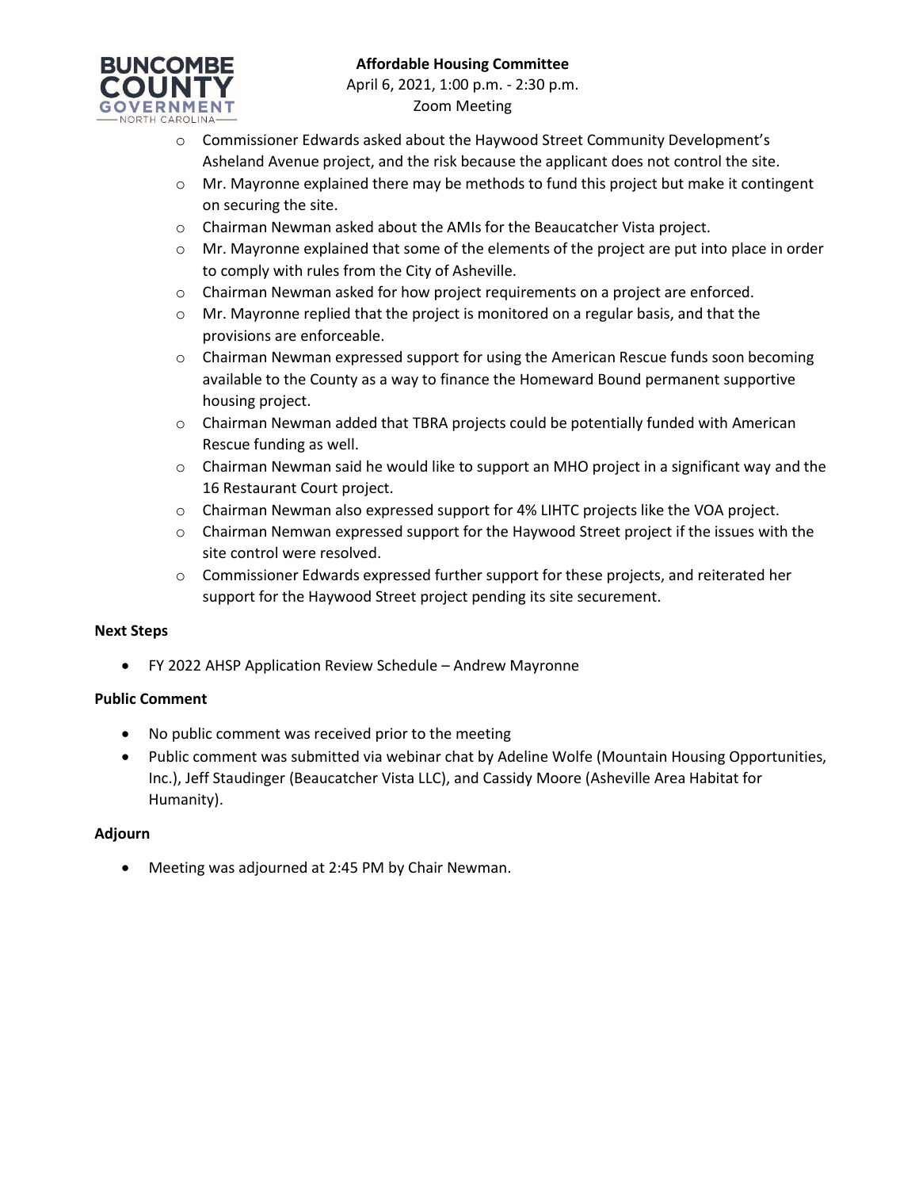- Commissioner Edwards asked about the Haywood Street Community Development's Asheland Avenue project, and the risk because the applicant does not control the site.
- Mr. Mayronne explained there may be methods to fund this project but make it contingent on securing the site.
- Chairman Newman asked about the AMIs for the Beaucatcher Vista project.
- Mr. Mayronne explained that some of the elements of the project are put into place in order to comply with rules from the City of Asheville.
- Chairman Newman asked for how project requirements on a project are enforced.
- Mr. Mayronne replied that the project is monitored on a regular basis, and that the provisions are enforceable.
- Chairman Newman expressed support for using the American Rescue funds soon becoming available to the County as a way to finance the Homeward Bound permanent supportive housing project.
- Chairman Newman added that TBRA projects could be potentially funded with American Rescue funding as well.
- Chairman Newman said he would like to support an MHO project in a significant way and the 16 Restaurant Court project.
- Chairman Newman also expressed support for 4% LIHTC projects like the VOA project.
- Chairman Nemwan expressed support for the Haywood Street project if the issues with the site control were resolved.
- Commissioner Edwards expressed further support for these projects, and reiterated her support for the Haywood Street project pending its site securement.

**Next Steps**

- FY 2022 AHSP Application Review Schedule – Andrew Mayronne

**Public Comment**

- No public comment was received prior to the meeting
- Public comment was submitted via webinar chat by Adeline Wolfe (Mountain Housing Opportunities, Inc.), Jeff Staudinger (Beaucatcher Vista LLC), and Cassidy Moore (Asheville Area Habitat for Humanity).

**Adjourn**

- Meeting was adjourned at 2:45 PM by Chair Newman.